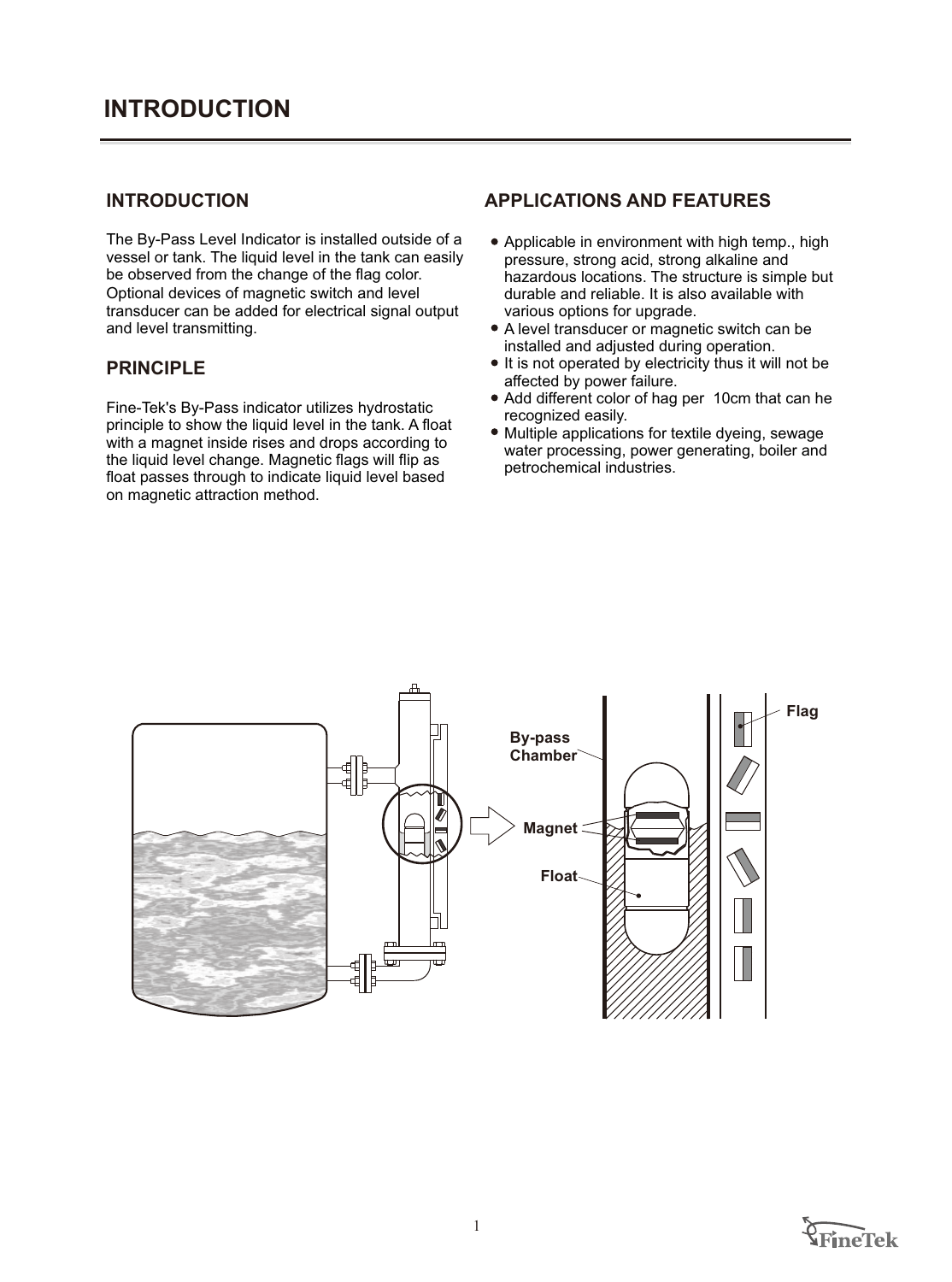# INTRODUCTION

## INTRODUCTION

The By-Pass Level Indicator is installed outside of a vessel or tank. The liquid level in the tank can easily be observed from the change of the flag color. Optional devices of magnetic switch and level transducer can be added for electrical signal output and level transmitting.

## PRINCIPLE

Fine-Tek's By-Pass indicator utilizes hydrostatic principle to show the liquid level in the tank. A float with a magnet inside rises and drops according to the liquid level change. Magnetic flags will flip as float passes through to indicate liquid level based on magnetic attraction method.

## APPLICATIONS AND FEATURES

- Applicable in environment with high temp., high pressure, strong acid, strong alkaline and hazardous locations. The structure is simple but durable and reliable. It is also available with various options for upgrade.
- A level transducer or magnetic switch can be installed and adjusted during operation.
- It is not operated by electricity thus it will not be affected by power failure.
- Add different color of hag per 10cm that can he recognized easily.
- Multiple applications for textile dyeing, sewage water processing, power generating, boiler and petrochemical industries.

By-pass Chamber

Magnet

Float

Flag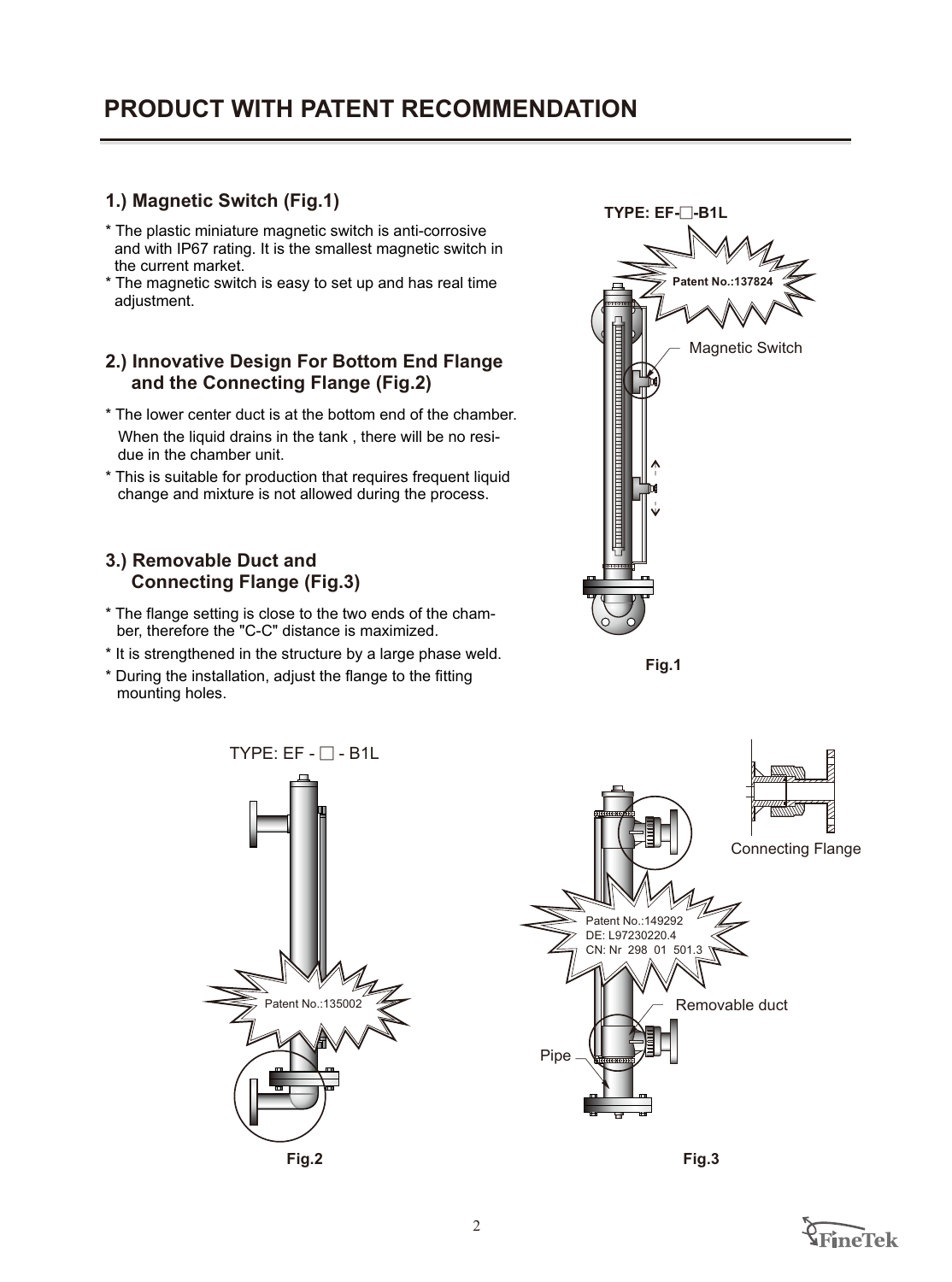# PRODUCT WITH PATENT RECOMMENDATION

## 1.) Magnetic Switch (Fig.1)

* The plastic miniature magnetic switch is anti-corrosive and with IP67 rating. It is the smallest magnetic switch in the current market.
* The magnetic switch is easy to set up and has real time adjustment.

## 2.) Innovative Design For Bottom End Flange and the Connecting Flange (Fig.2)

* The lower center duct is at the bottom end of the chamber. When the liquid drains in the tank , there will be no residue in the chamber unit.
* This is suitable for production that requires frequent liquid change and mixture is not allowed during the process.

## 3.) Removable Duct and Connecting Flange (Fig.3)

* The flange setting is close to the two ends of the chamber, therefore the "C-C" distance is maximized.
* It is strengthened in the structure by a large phase weld.
* During the installation, adjust the flange to the fitting mounting holes.

TYPE: EF-□-B1L

Patent No.:137824

Magnetic Switch

Fig.1

TYPE: EF - □ - B1L

Patent No.:135002

Fig.2

Connecting Flange

Patent No.:149292
DE: L97230220.4
CN: Nr 298 01 501.3

Removable duct

Pipe

Fig.3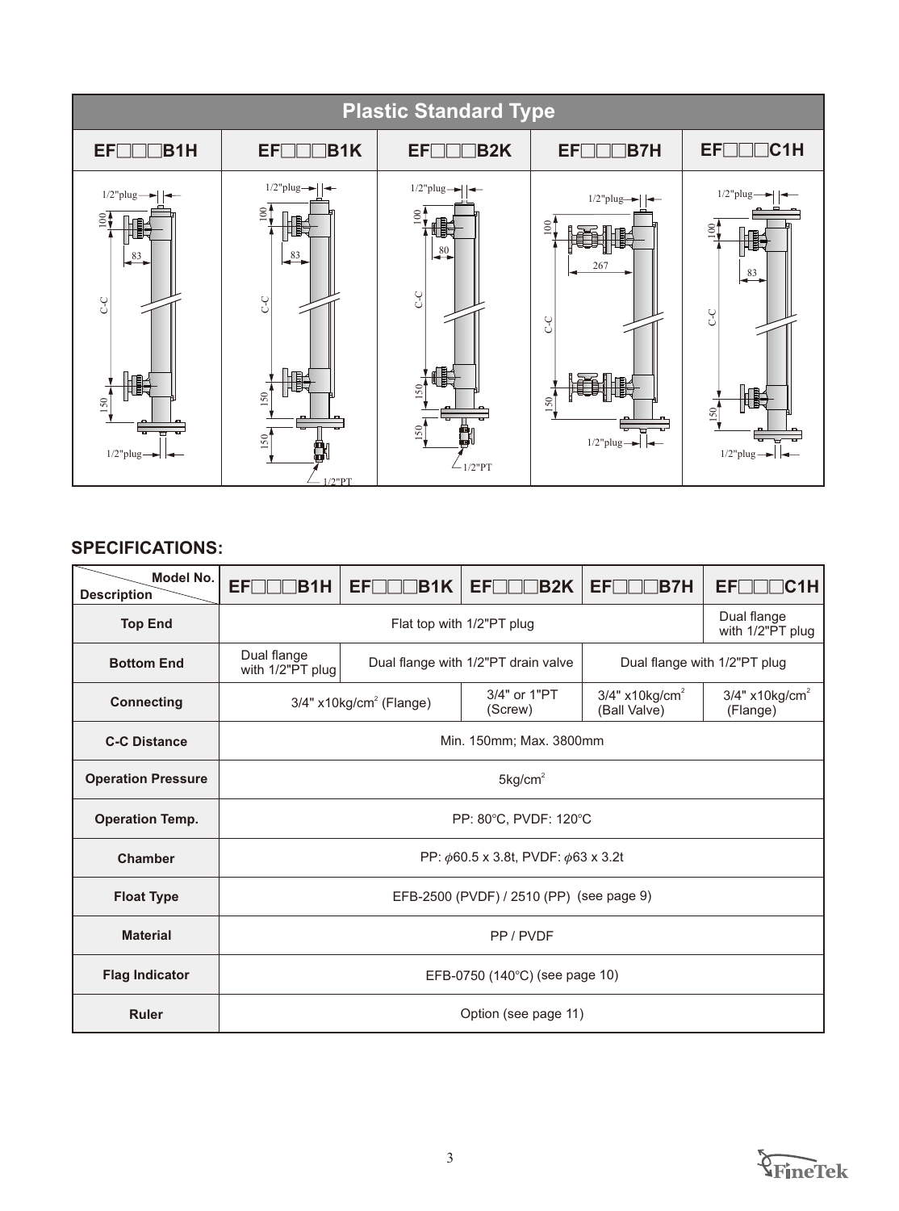# Plastic Standard Type

| EF□□□B1H | EF□□□B1K | EF□□□B2K | EF□□□B7H | EF□□□C1H |
|---|---|---|---|---|
| 1/2"plug, 100, 83, C-C, 150, 1/2"plug | 1/2"plug, 100, 83, C-C, 150, 150, 1/2"PT | 1/2"plug, 100, 80, C-C, 150, 150, 1/2"PT | 1/2"plug, 100, 267, C-C, 150, 1/2"plug | 1/2"plug, 100, 83, C-C, 150, 1/2"plug |

## SPECIFICATIONS:

| Description \ Model No. | EF□□□B1H | EF□□□B1K | EF□□□B2K | EF□□□B7H | EF□□□C1H |
|---|---|---|---|---|---|
| **Top End** | Flat top with 1/2"PT plug | | | | Dual flange with 1/2"PT plug |
| **Bottom End** | Dual flange with 1/2"PT plug | Dual flange with 1/2"PT drain valve | | Dual flange with 1/2"PT plug | |
| **Connecting** | 3/4" x10kg/cm$^2$ (Flange) | | 3/4" or 1"PT (Screw) | 3/4" x10kg/cm$^2$ (Ball Valve) | 3/4" x10kg/cm$^2$ (Flange) |
| **C-C Distance** | Min. 150mm; Max. 3800mm | | | | |
| **Operation Pressure** | 5kg/cm$^2$ | | | | |
| **Operation Temp.** | PP: 80°C, PVDF: 120°C | | | | |
| **Chamber** | PP: $\phi$60.5 x 3.8t, PVDF: $\phi$63 x 3.2t | | | | |
| **Float Type** | EFB-2500 (PVDF) / 2510 (PP) (see page 9) | | | | |
| **Material** | PP / PVDF | | | | |
| **Flag Indicator** | EFB-0750 (140°C) (see page 10) | | | | |
| **Ruler** | Option (see page 11) | | | | |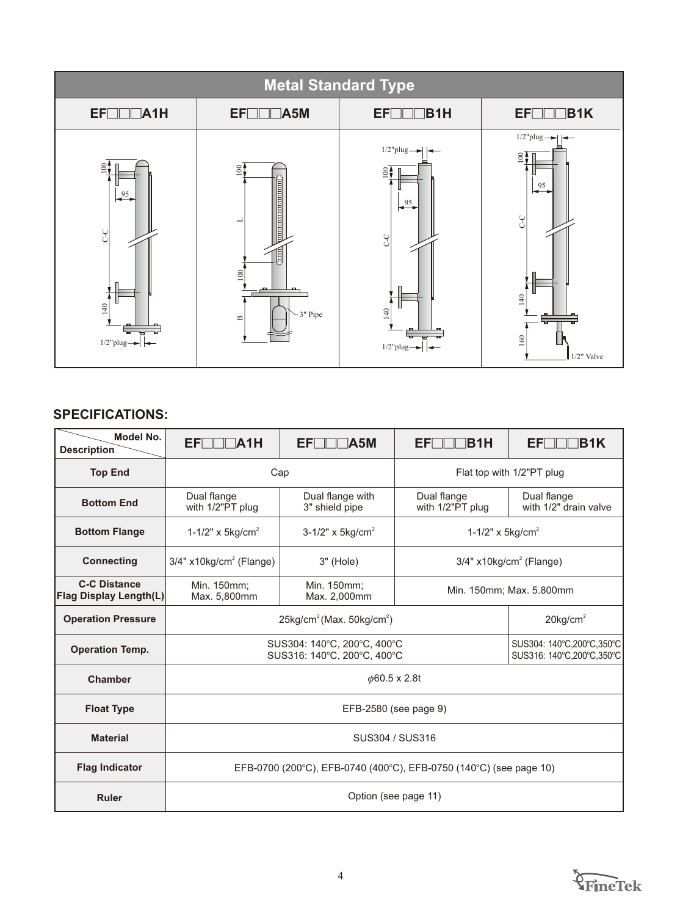## Metal Standard Type

| EF□□□A1H | EF□□□A5M | EF□□□B1H | EF□□□B1K |
|---|---|---|---|
| 100, 95, C-C, 140, 1/2"plug | 100, L, 100, B, 3" Pipe | 1/2"plug, 100, 95, C-C, 140, 1/2"plug | 1/2"plug, 100, 95, C-C, 140, 160, 1/2" Valve |

## SPECIFICATIONS:

| Description \ Model No. | EF□□□A1H | EF□□□A5M | EF□□□B1H | EF□□□B1K |
|---|---|---|---|---|
| **Top End** | Cap | | Flat top with 1/2"PT plug | |
| **Bottom End** | Dual flange with 1/2"PT plug | Dual flange with 3" shield pipe | Dual flange with 1/2"PT plug | Dual flange with 1/2" drain valve |
| **Bottom Flange** | 1-1/2" x 5kg/cm² | 3-1/2" x 5kg/cm² | 1-1/2" x 5kg/cm² | |
| **Connecting** | 3/4" x10kg/cm² (Flange) | 3" (Hole) | 3/4" x10kg/cm² (Flange) | |
| **C-C Distance Flag Display Length(L)** | Min. 150mm; Max. 5,800mm | Min. 150mm; Max. 2,000mm | Min. 150mm; Max. 5.800mm | |
| **Operation Pressure** | 25kg/cm² (Max. 50kg/cm²) | | | 20kg/cm² |
| **Operation Temp.** | SUS304: 140°C, 200°C, 400°C SUS316: 140°C, 200°C, 400°C | | | SUS304: 140°C,200°C,350°C SUS316: 140°C,200°C,350°C |
| **Chamber** | $\phi$60.5 x 2.8t | | | |
| **Float Type** | EFB-2580 (see page 9) | | | |
| **Material** | SUS304 / SUS316 | | | |
| **Flag Indicator** | EFB-0700 (200°C), EFB-0740 (400°C), EFB-0750 (140°C) (see page 10) | | | |
| **Ruler** | Option (see page 11) | | | |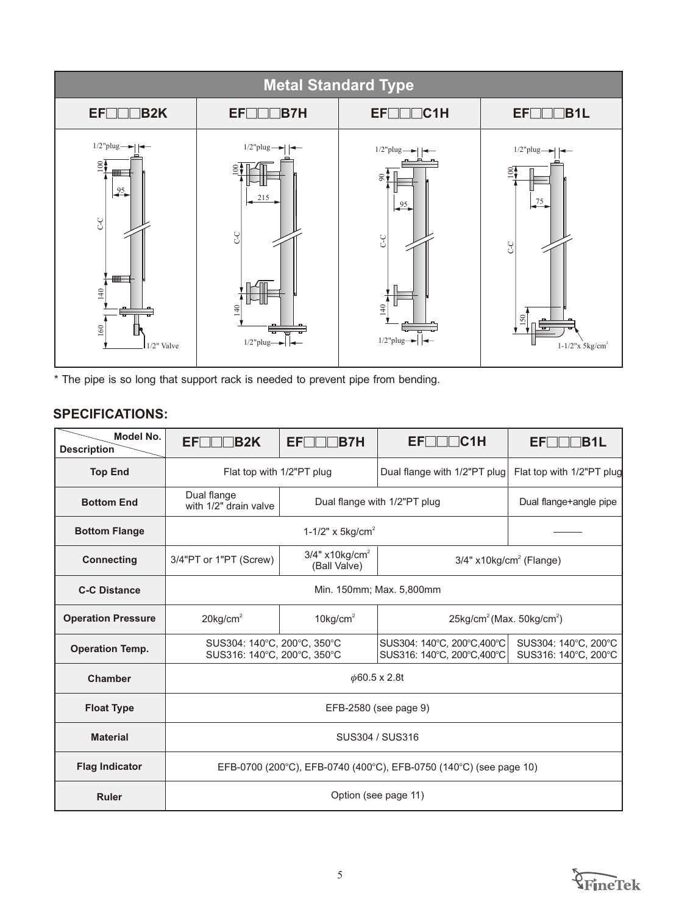## Metal Standard Type

| EF□□□B2K | EF□□□B7H | EF□□□C1H | EF□□□B1L |
|---|---|---|---|
| 1/2"plug, 100, 95, C-C, 140, 160, 1/2" Valve | 1/2"plug, 100, 215, C-C, 140, 1/2"plug | 1/2"plug, 90, 95, C-C, 140, 1/2"plug | 1/2"plug, 100, 75, C-C, 150, 1-1/2"x 5kg/cm² |

\* The pipe is so long that support rack is needed to prevent pipe from bending.

### SPECIFICATIONS:

| Description \ Model No. | EF□□□B2K | EF□□□B7H | EF□□□C1H | EF□□□B1L |
|---|---|---|---|---|
| **Top End** | Flat top with 1/2"PT plug | | Dual flange with 1/2"PT plug | Flat top with 1/2"PT plug |
| **Bottom End** | Dual flange with 1/2" drain valve | Dual flange with 1/2"PT plug | | Dual flange+angle pipe |
| **Bottom Flange** | 1-1/2" x 5kg/cm² | | | ——— |
| **Connecting** | 3/4"PT or 1"PT (Screw) | 3/4" x10kg/cm² (Ball Valve) | 3/4" x10kg/cm² (Flange) | |
| **C-C Distance** | Min. 150mm; Max. 5,800mm | | | |
| **Operation Pressure** | 20kg/cm² | 10kg/cm² | 25kg/cm² (Max. 50kg/cm²) | |
| **Operation Temp.** | SUS304: 140°C, 200°C, 350°C<br>SUS316: 140°C, 200°C, 350°C | | SUS304: 140°C, 200°C,400°C<br>SUS316: 140°C, 200°C,400°C | SUS304: 140°C, 200°C<br>SUS316: 140°C, 200°C |
| **Chamber** | $\phi$60.5 x 2.8t | | | |
| **Float Type** | EFB-2580 (see page 9) | | | |
| **Material** | SUS304 / SUS316 | | | |
| **Flag Indicator** | EFB-0700 (200°C), EFB-0740 (400°C), EFB-0750 (140°C) (see page 10) | | | |
| **Ruler** | Option (see page 11) | | | |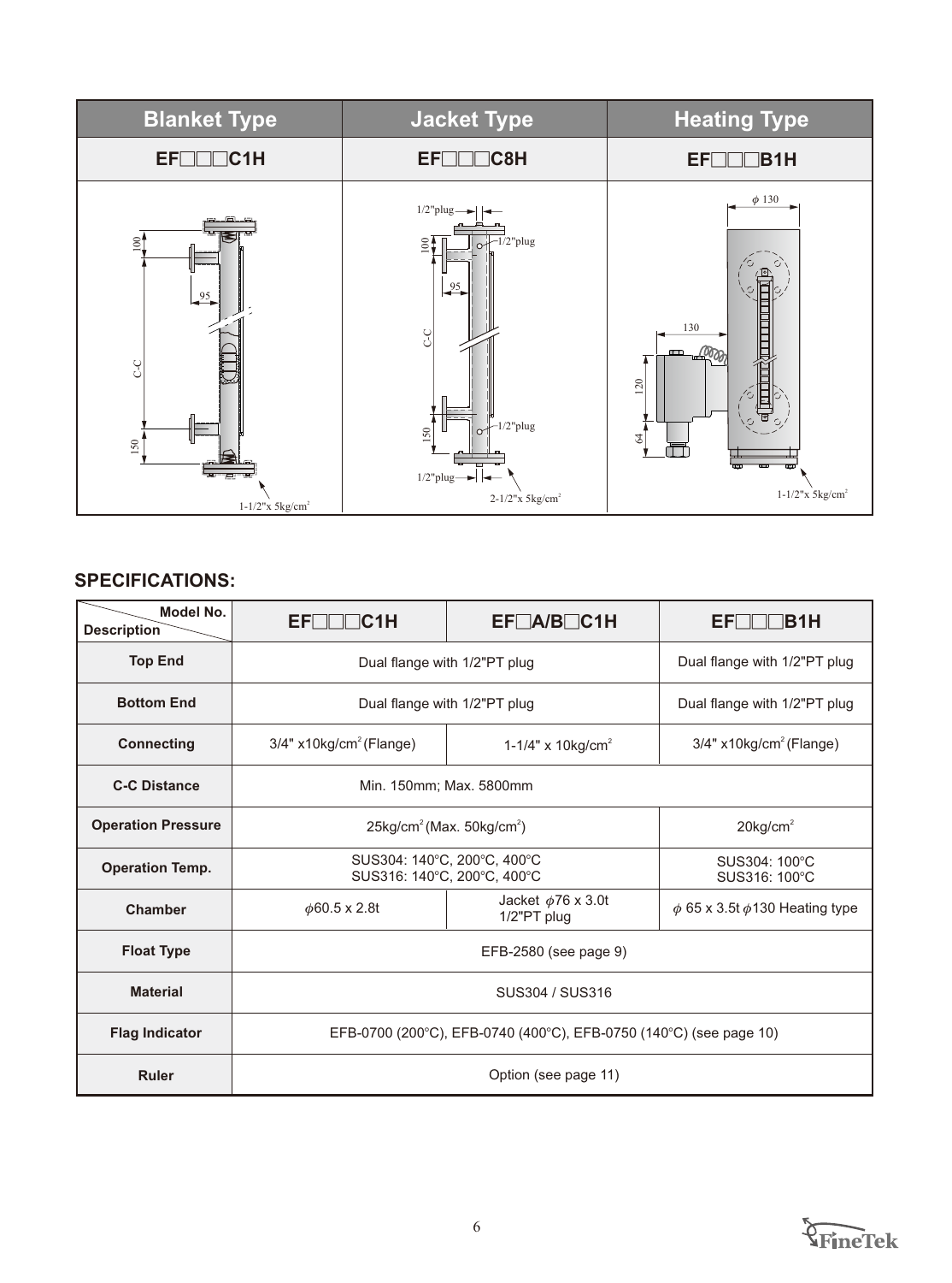| Blanket Type | Jacket Type | Heating Type |
|---|---|---|
| EF□□□C1H | EF□□□C8H | EF□□□B1H |

## SPECIFICATIONS:

| Description / Model No. | EF□□□C1H | EF□A/B□C1H | EF□□□B1H |
|---|---|---|---|
| Top End | Dual flange with 1/2"PT plug | | Dual flange with 1/2"PT plug |
| Bottom End | Dual flange with 1/2"PT plug | | Dual flange with 1/2"PT plug |
| Connecting | 3/4" x10kg/cm$^2$ (Flange) | 1-1/4" x 10kg/cm$^2$ | 3/4" x10kg/cm$^2$ (Flange) |
| C-C Distance | Min. 150mm; Max. 5800mm | | |
| Operation Pressure | 25kg/cm$^2$ (Max. 50kg/cm$^2$) | | 20kg/cm$^2$ |
| Operation Temp. | SUS304: 140°C, 200°C, 400°C<br>SUS316: 140°C, 200°C, 400°C | | SUS304: 100°C<br>SUS316: 100°C |
| Chamber | $\phi$60.5 x 2.8t | Jacket $\phi$76 x 3.0t<br>1/2"PT plug | $\phi$ 65 x 3.5t $\phi$130 Heating type |
| Float Type | EFB-2580 (see page 9) | | |
| Material | SUS304 / SUS316 | | |
| Flag Indicator | EFB-0700 (200°C), EFB-0740 (400°C), EFB-0750 (140°C) (see page 10) | | |
| Ruler | Option (see page 11) | | |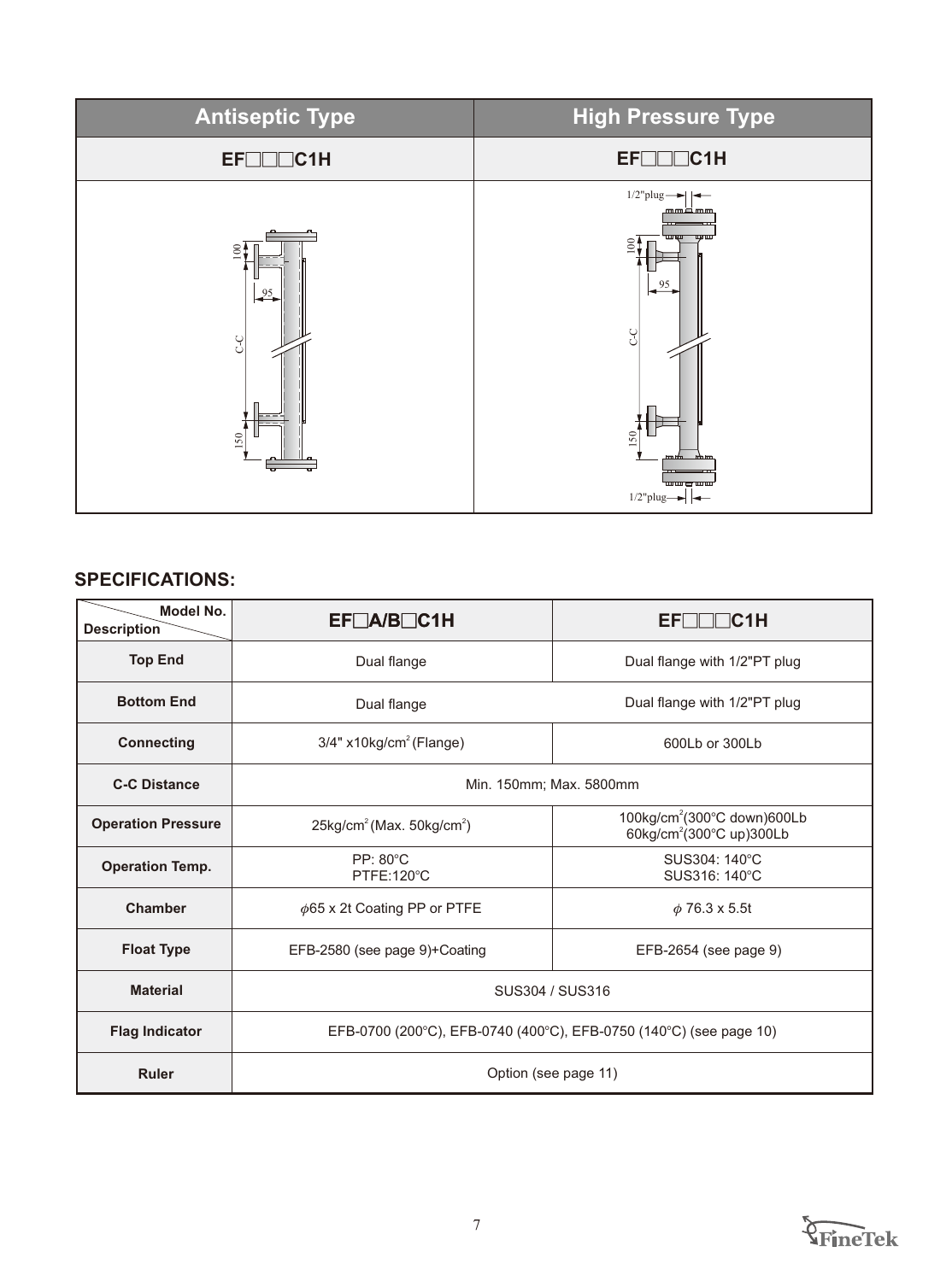| Antiseptic Type | High Pressure Type |
|---|---|
| EF□□□C1H | EF□□□C1H |

SPECIFICATIONS:

| Model No. / Description | EF□A/B□C1H | EF□□□C1H |
|---|---|---|
| Top End | Dual flange | Dual flange with 1/2"PT plug |
| Bottom End | Dual flange | Dual flange with 1/2"PT plug |
| Connecting | 3/4" x10kg/$cm^2$ (Flange) | 600Lb or 300Lb |
| C-C Distance | Min. 150mm; Max. 5800mm | |
| Operation Pressure | 25kg/$cm^2$ (Max. 50kg/$cm^2$) | 100kg/$cm^2$(300°C down)600Lb<br>60kg/$cm^2$(300°C up)300Lb |
| Operation Temp. | PP: 80°C<br>PTFE:120°C | SUS304: 140°C<br>SUS316: 140°C |
| Chamber | $\phi$65 x 2t Coating PP or PTFE | $\phi$ 76.3 x 5.5t |
| Float Type | EFB-2580 (see page 9)+Coating | EFB-2654 (see page 9) |
| Material | SUS304 / SUS316 | |
| Flag Indicator | EFB-0700 (200°C), EFB-0740 (400°C), EFB-0750 (140°C) (see page 10) | |
| Ruler | Option (see page 11) | |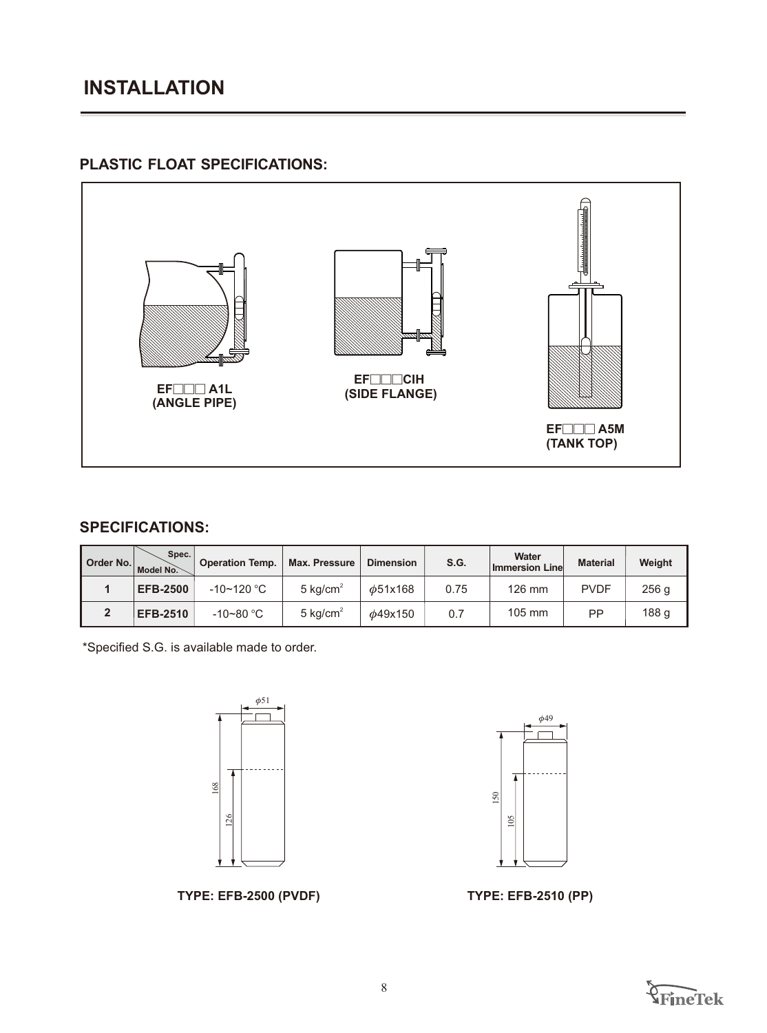# INSTALLATION

## PLASTIC FLOAT SPECIFICATIONS:

**EF□□□ A1L (ANGLE PIPE)**

**EF□□□CIH (SIDE FLANGE)**

**EF□□□ A5M (TANK TOP)**

## SPECIFICATIONS:

| Order No. | Spec. / Model No. | Operation Temp. | Max. Pressure | Dimension | S.G. | Water Immersion Line | Material | Weight |
|---|---|---|---|---|---|---|---|---|
| 1 | EFB-2500 | -10~120 °C | 5 kg/cm$^2$ | $\phi$51x168 | 0.75 | 126 mm | PVDF | 256 g |
| 2 | EFB-2510 | -10~80 °C | 5 kg/cm$^2$ | $\phi$49x150 | 0.7 | 105 mm | PP | 188 g |

*Specified S.G. is available made to order.

**TYPE: EFB-2500 (PVDF)**

**TYPE: EFB-2510 (PP)**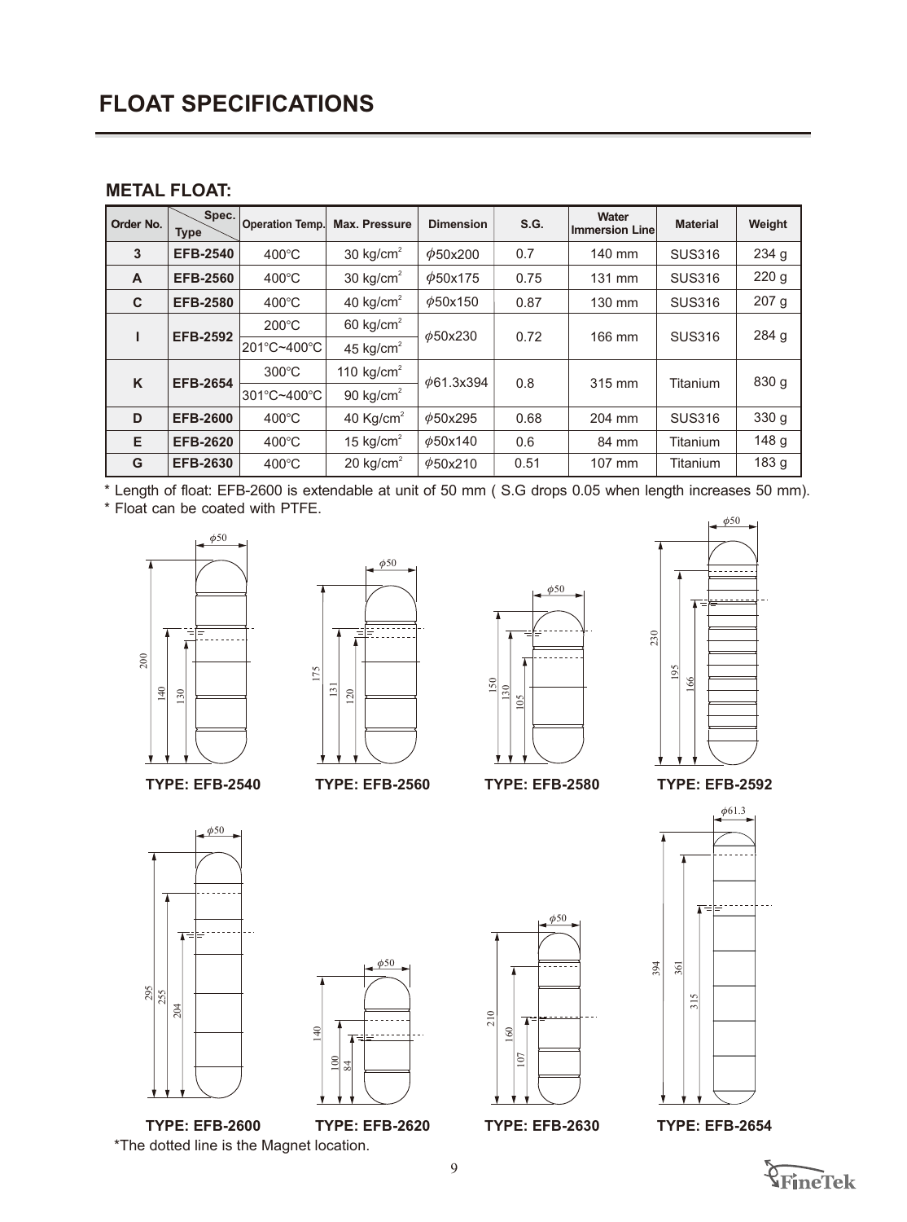# FLOAT SPECIFICATIONS

## METAL FLOAT:

| Order No. | Spec. / Type | Operation Temp. | Max. Pressure | Dimension | S.G. | Water Immersion Line | Material | Weight |
|---|---|---|---|---|---|---|---|---|
| 3 | EFB-2540 | 400°C | 30 kg/cm$^2$ | $\phi$50x200 | 0.7 | 140 mm | SUS316 | 234 g |
| A | EFB-2560 | 400°C | 30 kg/cm$^2$ | $\phi$50x175 | 0.75 | 131 mm | SUS316 | 220 g |
| C | EFB-2580 | 400°C | 40 kg/cm$^2$ | $\phi$50x150 | 0.87 | 130 mm | SUS316 | 207 g |
| I | EFB-2592 | 200°C | 60 kg/cm$^2$ | $\phi$50x230 | 0.72 | 166 mm | SUS316 | 284 g |
| | | 201°C~400°C | 45 kg/cm$^2$ | | | | | |
| K | EFB-2654 | 300°C | 110 kg/cm$^2$ | $\phi$61.3x394 | 0.8 | 315 mm | Titanium | 830 g |
| | | 301°C~400°C | 90 kg/cm$^2$ | | | | | |
| D | EFB-2600 | 400°C | 40 Kg/cm$^2$ | $\phi$50x295 | 0.68 | 204 mm | SUS316 | 330 g |
| E | EFB-2620 | 400°C | 15 kg/cm$^2$ | $\phi$50x140 | 0.6 | 84 mm | Titanium | 148 g |
| G | EFB-2630 | 400°C | 20 kg/cm$^2$ | $\phi$50x210 | 0.51 | 107 mm | Titanium | 183 g |

* Length of float: EFB-2600 is extendable at unit of 50 mm ( S.G drops 0.05 when length increases 50 mm).
* Float can be coated with PTFE.

TYPE: EFB-2540 ($\phi$50; 200, 140, 130)

TYPE: EFB-2560 ($\phi$50; 175, 131, 120)

TYPE: EFB-2580 ($\phi$50; 150, 130, 105)

TYPE: EFB-2592 ($\phi$50; 230, 195, 166)

TYPE: EFB-2600 ($\phi$50; 295, 255, 204)

TYPE: EFB-2620 ($\phi$50; 140, 100, 84)

TYPE: EFB-2630 ($\phi$50; 210, 160, 107)

TYPE: EFB-2654 ($\phi$61.3; 394, 361, 315)

*The dotted line is the Magnet location.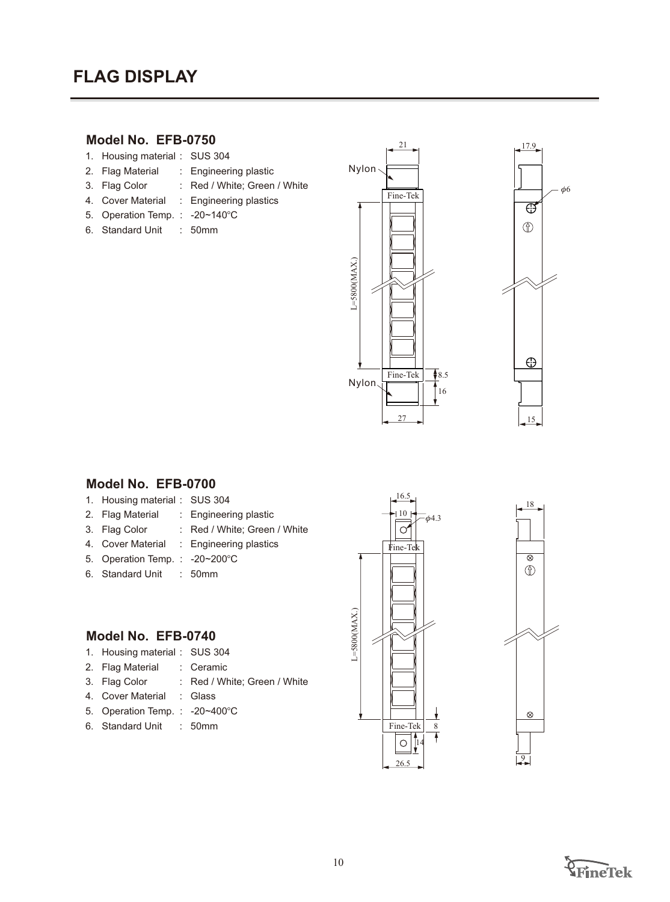# FLAG DISPLAY

### Model No. EFB-0750

1. Housing material : SUS 304
2. Flag Material : Engineering plastic
3. Flag Color : Red / White; Green / White
4. Cover Material : Engineering plastics
5. Operation Temp. : -20~140°C
6. Standard Unit : 50mm

### Model No. EFB-0700

1. Housing material : SUS 304
2. Flag Material : Engineering plastic
3. Flag Color : Red / White; Green / White
4. Cover Material : Engineering plastics
5. Operation Temp. : -20~200°C
6. Standard Unit : 50mm

### Model No. EFB-0740

1. Housing material : SUS 304
2. Flag Material : Ceramic
3. Flag Color : Red / White; Green / White
4. Cover Material : Glass
5. Operation Temp. : -20~400°C
6. Standard Unit : 50mm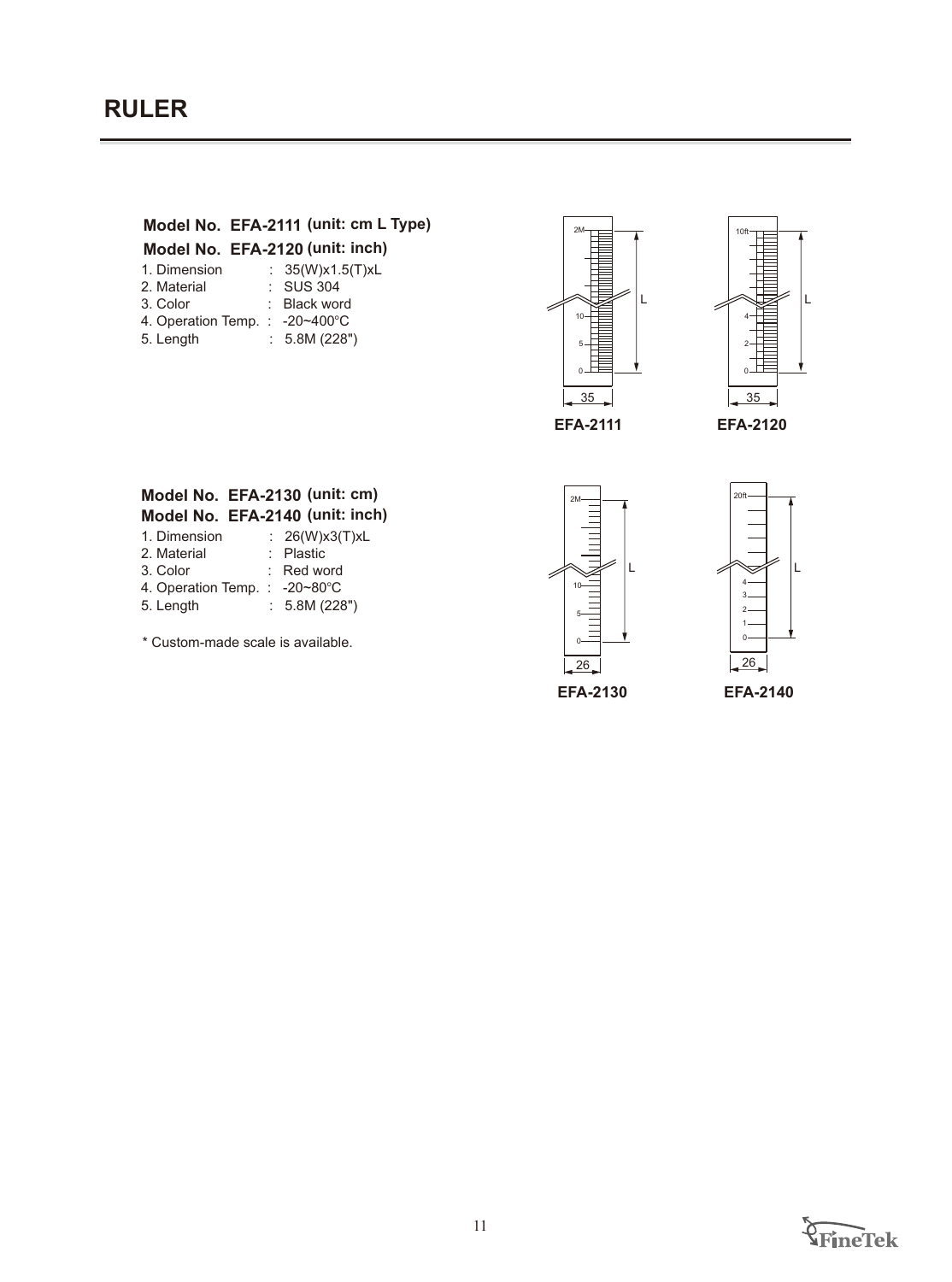# RULER

**Model No. EFA-2111 (unit: cm L Type)**
**Model No. EFA-2120 (unit: inch)**

1. Dimension : 35(W)x1.5(T)xL
2. Material : SUS 304
3. Color : Black word
4. Operation Temp. : -20~400°C
5. Length : 5.8M (228")

EFA-2111

EFA-2120

**Model No. EFA-2130 (unit: cm)**
**Model No. EFA-2140 (unit: inch)**

1. Dimension : 26(W)x3(T)xL
2. Material : Plastic
3. Color : Red word
4. Operation Temp. : -20~80°C
5. Length : 5.8M (228")

\* Custom-made scale is available.

EFA-2130

EFA-2140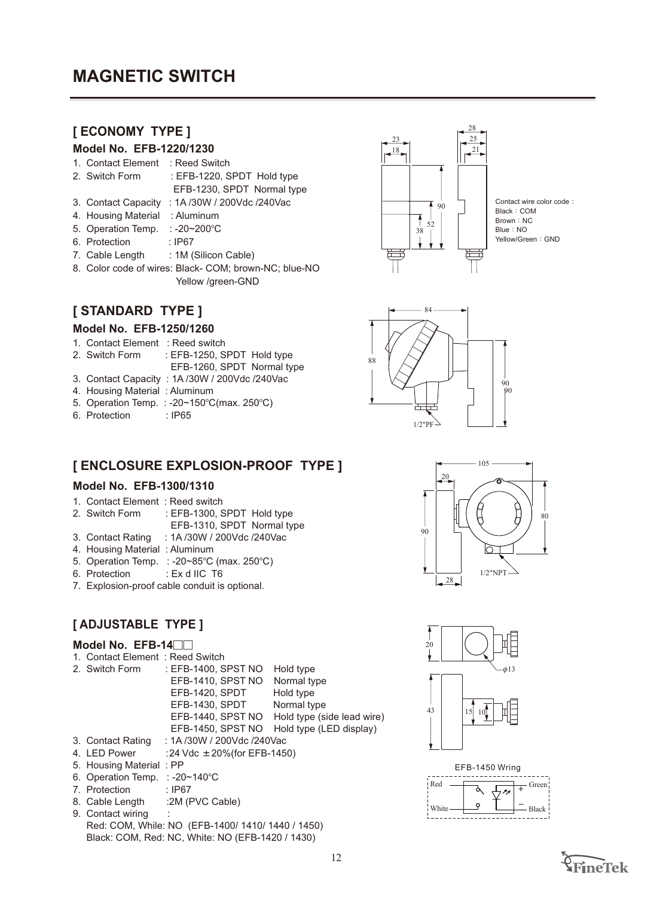# MAGNETIC SWITCH

## [ ECONOMY TYPE ]

### Model No. EFB-1220/1230

1. Contact Element : Reed Switch
2. Switch Form : EFB-1220, SPDT Hold type
   EFB-1230, SPDT Normal type
3. Contact Capacity : 1A /30W / 200Vdc /240Vac
4. Housing Material : Aluminum
5. Operation Temp. : -20~200°C
6. Protection : IP67
7. Cable Length : 1M (Silicon Cable)
8. Color code of wires: Black- COM; brown-NC; blue-NO
   Yellow /green-GND

Contact wire color code：
Black：COM
Brown：NC
Blue：NO
Yellow/Green：GND

## [ STANDARD TYPE ]

### Model No. EFB-1250/1260

1. Contact Element : Reed switch
2. Switch Form : EFB-1250, SPDT Hold type
   EFB-1260, SPDT Normal type
3. Contact Capacity : 1A /30W / 200Vdc /240Vac
4. Housing Material : Aluminum
5. Operation Temp. : -20~150°C(max. 250°C)
6. Protection : IP65

## [ ENCLOSURE EXPLOSION-PROOF TYPE ]

### Model No. EFB-1300/1310

1. Contact Element : Reed switch
2. Switch Form : EFB-1300, SPDT Hold type
   EFB-1310, SPDT Normal type
3. Contact Rating : 1A /30W / 200Vdc /240Vac
4. Housing Material : Aluminum
5. Operation Temp. : -20~85°C (max. 250°C)
6. Protection : Ex d IIC T6
7. Explosion-proof cable conduit is optional.

## [ ADJUSTABLE TYPE ]

### Model No. EFB-14□□

1. Contact Element : Reed Switch
2. Switch Form : EFB-1400, SPST NO Hold type
   EFB-1410, SPST NO Normal type
   EFB-1420, SPDT Hold type
   EFB-1430, SPDT Normal type
   EFB-1440, SPST NO Hold type (side lead wire)
   EFB-1450, SPST NO Hold type (LED display)
3. Contact Rating : 1A /30W / 200Vdc /240Vac
4. LED Power :24 Vdc ±20%(for EFB-1450)
5. Housing Material : PP
6. Operation Temp. : -20~140°C
7. Protection : IP67
8. Cable Length :2M (PVC Cable)
9. Contact wiring :
   Red: COM, While: NO (EFB-1400/ 1410/ 1440 / 1450)
   Black: COM, Red: NC, White: NO (EFB-1420 / 1430)

EFB-1450 Wring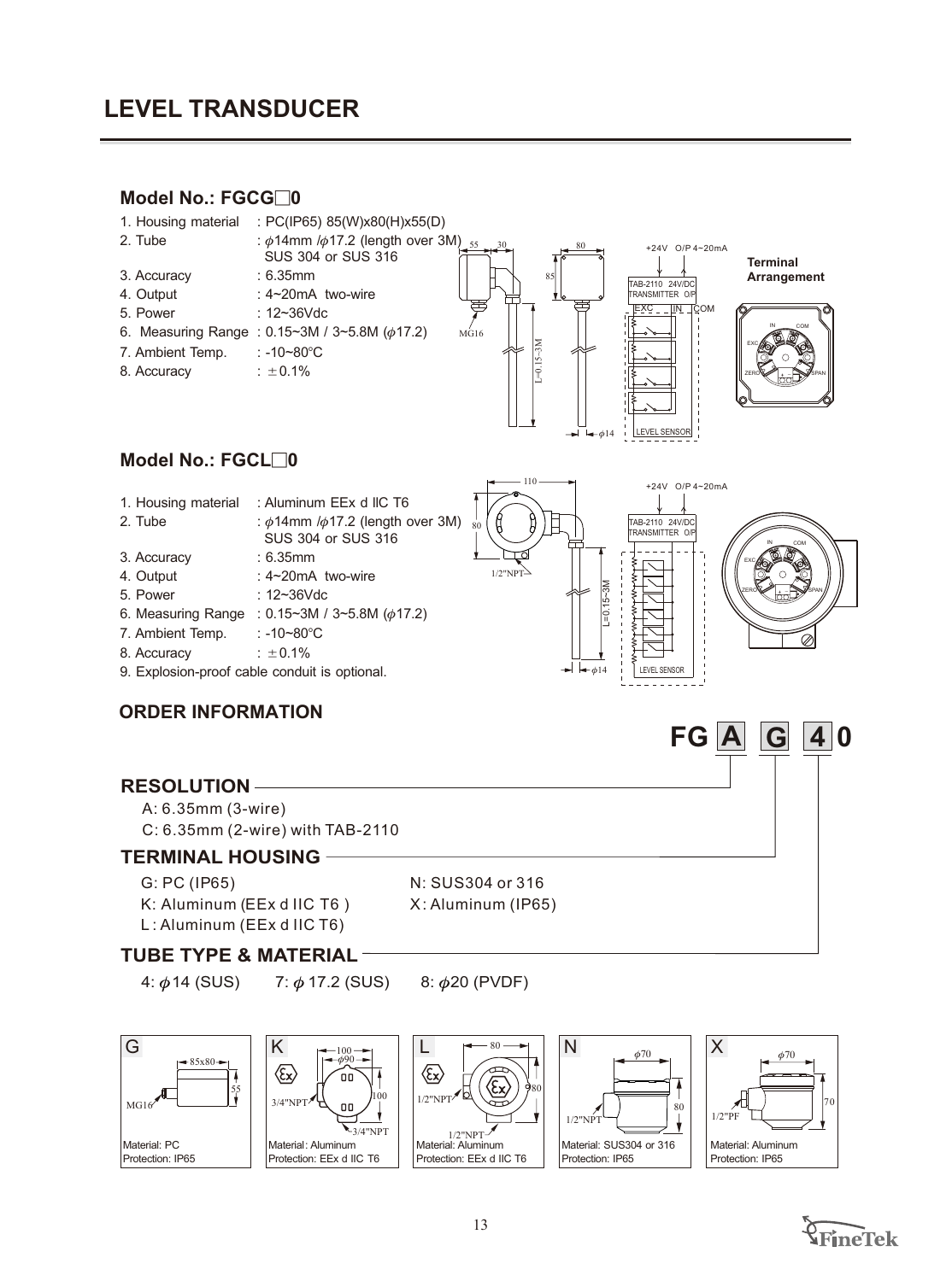# LEVEL TRANSDUCER

## Model No.: FGCG□0

1. Housing material : PC(IP65) 85(W)x80(H)x55(D)
2. Tube : $\phi$14mm /$\phi$17.2 (length over 3M) SUS 304 or SUS 316
3. Accuracy : 6.35mm
4. Output : 4~20mA two-wire
5. Power : 12~36Vdc
6. Measuring Range : 0.15~3M / 3~5.8M ($\phi$17.2)
7. Ambient Temp. : -10~80°C
8. Accuracy : ±0.1%

## Model No.: FGCL□0

1. Housing material : Aluminum EEx d IIC T6
2. Tube : $\phi$14mm /$\phi$17.2 (length over 3M) SUS 304 or SUS 316
3. Accuracy : 6.35mm
4. Output : 4~20mA two-wire
5. Power : 12~36Vdc
6. Measuring Range : 0.15~3M / 3~5.8M ($\phi$17.2)
7. Ambient Temp. : -10~80°C
8. Accuracy : ±0.1%
9. Explosion-proof cable conduit is optional.

## ORDER INFORMATION

**FG A G 4 0**

### RESOLUTION

A: 6.35mm (3-wire)
C: 6.35mm (2-wire) with TAB-2110

### TERMINAL HOUSING

G: PC (IP65)
K: Aluminum (EEx d IIC T6 )
L : Aluminum (EEx d IIC T6)
N: SUS304 or 316
X: Aluminum (IP65)

### TUBE TYPE & MATERIAL

4: $\phi$14 (SUS) 7: $\phi$ 17.2 (SUS) 8: $\phi$20 (PVDF)

| G | K | L | N | X |
|---|---|---|---|---|
| Material: PC | Material: Aluminum | Material: Aluminum | Material: SUS304 or 316 | Material: Aluminum |
| Protection: IP65 | Protection: EEx d IIC T6 | Protection: EEx d IIC T6 | Protection: IP65 | Protection: IP65 |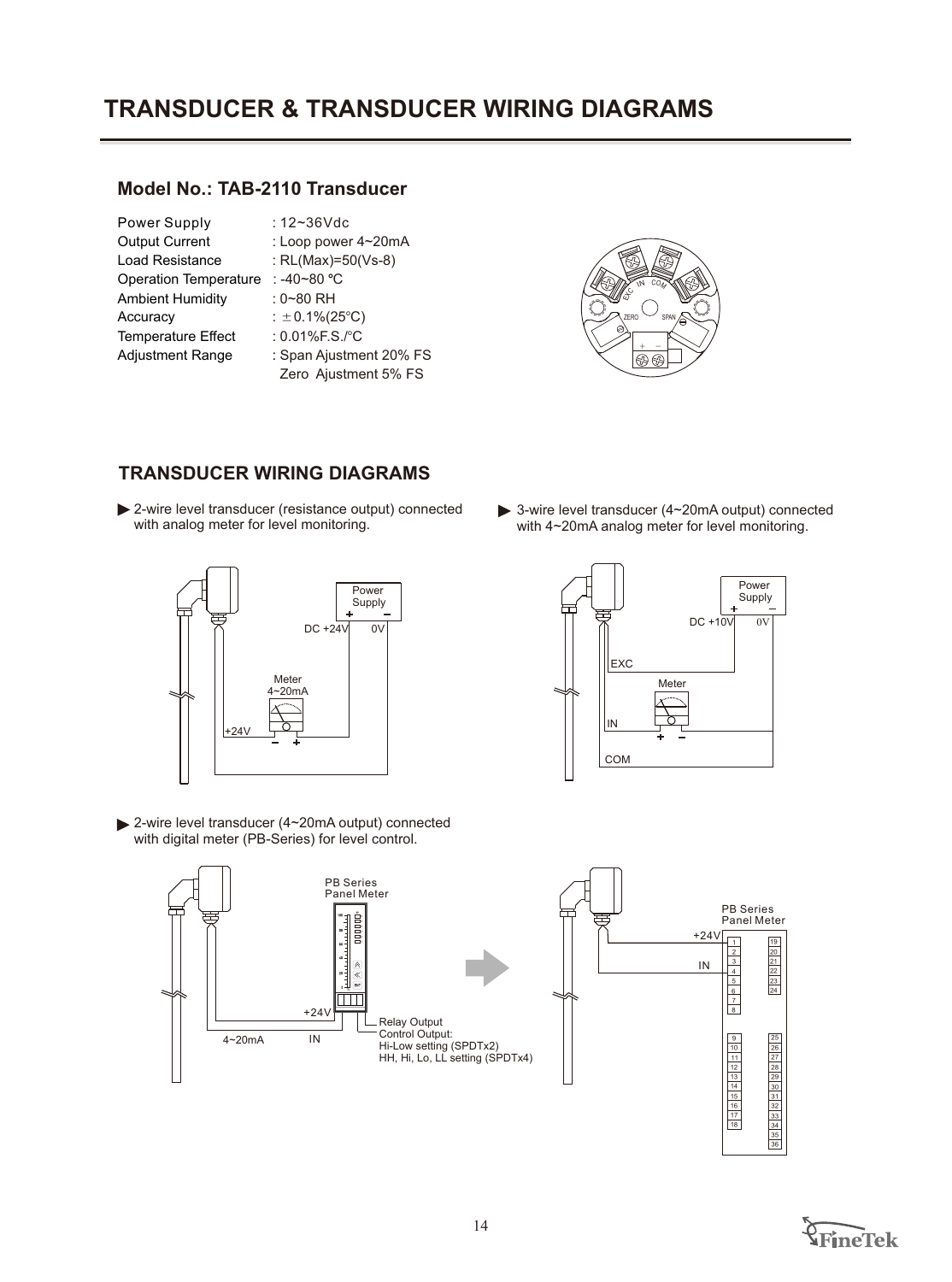# TRANSDUCER & TRANSDUCER WIRING DIAGRAMS

## Model No.: TAB-2110 Transducer

| | |
|---|---|
| Power Supply | : 12~36Vdc |
| Output Current | : Loop power 4~20mA |
| Load Resistance | : RL(Max)=50(Vs-8) |
| Operation Temperature | : -40~80 ℃ |
| Ambient Humidity | : 0~80 RH |
| Accuracy | : ±0.1%(25℃) |
| Temperature Effect | : 0.01%F.S./℃ |
| Adjustment Range | : Span Ajustment 20% FS<br>Zero Ajustment 5% FS |

## TRANSDUCER WIRING DIAGRAMS

- 2-wire level transducer (resistance output) connected with analog meter for level monitoring.

- 3-wire level transducer (4~20mA output) connected with 4~20mA analog meter for level monitoring.

- 2-wire level transducer (4~20mA output) connected with digital meter (PB-Series) for level control.

Relay Output
Control Output:
Hi-Low setting (SPDTx2)
HH, Hi, Lo, LL setting (SPDTx4)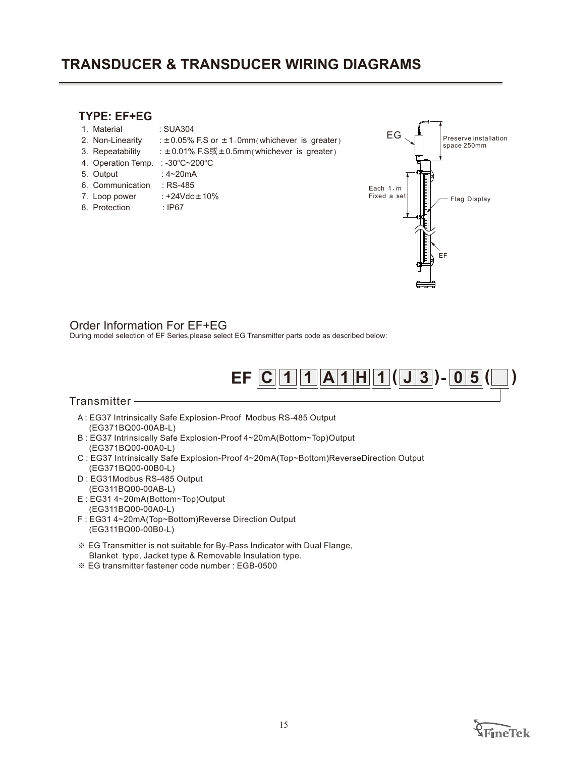# TRANSDUCER & TRANSDUCER WIRING DIAGRAMS

## TYPE: EF+EG

1. Material : SUA304
2. Non-Linearity : ±0.05% F.S or ±1.0mm(whichever is greater)
3. Repeatability : ±0.01% F.S或±0.5mm(whichever is greater)
4. Operation Temp. : -30°C~200°C
5. Output : 4~20mA
6. Communication : RS-485
7. Loop power : +24Vdc±10%
8. Protection : IP67

EG

Preserve installation space 250mm

Each 1.m Fixed a set

Flag Display

EF

## Order Information For EF+EG

During model selection of EF Series,please select EG Transmitter parts code as described below:

**EF C 1 1 A 1 H 1 ( J 3 )- 0 5 ( )**

Transmitter

- A : EG37 Intrinsically Safe Explosion-Proof Modbus RS-485 Output (EG371BQ00-00AB-L)
- B : EG37 Intrinsically Safe Explosion-Proof 4~20mA(Bottom~Top)Output (EG371BQ00-00A0-L)
- C : EG37 Intrinsically Safe Explosion-Proof 4~20mA(Top~Bottom)ReverseDirection Output (EG371BQ00-00B0-L)
- D : EG31Modbus RS-485 Output (EG311BQ00-00AB-L)
- E : EG31 4~20mA(Bottom~Top)Output (EG311BQ00-00A0-L)
- F : EG31 4~20mA(Top~Bottom)Reverse Direction Output (EG311BQ00-00B0-L)

※ EG Transmitter is not suitable for By-Pass Indicator with Dual Flange, Blanket type, Jacket type & Removable Insulation type.

※ EG transmitter fastener code number : EGB-0500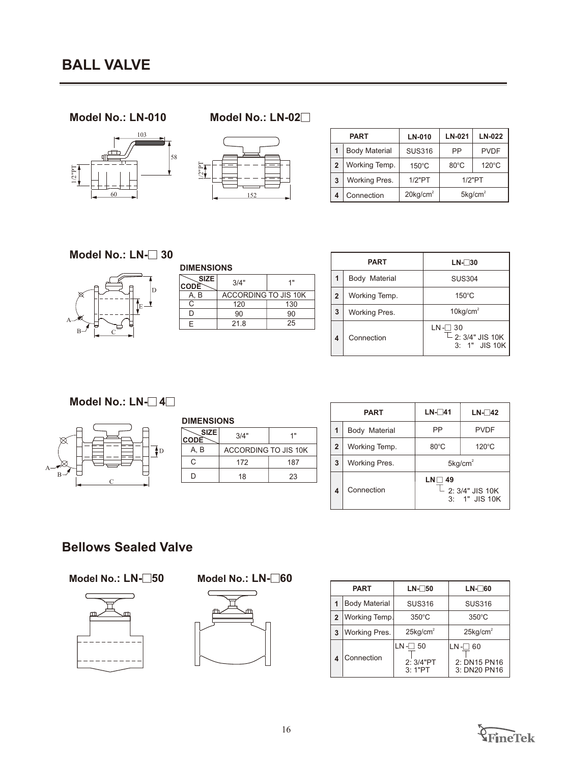# BALL VALVE

**Model No.: LN-010**

**Model No.: LN-02□**

| | PART | LN-010 | LN-021 | LN-022 |
|---|---|---|---|---|
| 1 | Body Material | SUS316 | PP | PVDF |
| 2 | Working Temp. | 150°C | 80°C | 120°C |
| 3 | Working Pres. | 1/2"PT | 1/2"PT | |
| 4 | Connection | 20kg/cm² | 5kg/cm² | |

**Model No.: LN-□ 30**

**DIMENSIONS**

| SIZE / CODE | 3/4" | 1" |
|---|---|---|
| A, B | ACCORDING TO JIS 10K | |
| C | 120 | 130 |
| D | 90 | 90 |
| E | 21.8 | 25 |

| | PART | LN-□30 |
|---|---|---|
| 1 | Body Material | SUS304 |
| 2 | Working Temp. | 150°C |
| 3 | Working Pres. | 10kg/cm² |
| 4 | Connection | LN-□ 30<br>2: 3/4" JIS 10K<br>3: 1" JIS 10K |

**Model No.: LN-□ 4□**

**DIMENSIONS**

| SIZE / CODE | 3/4" | 1" |
|---|---|---|
| A, B | ACCORDING TO JIS 10K | |
| C | 172 | 187 |
| D | 18 | 23 |

| | PART | LN-□41 | LN-□42 |
|---|---|---|---|
| 1 | Body Material | PP | PVDF |
| 2 | Working Temp. | 80°C | 120°C |
| 3 | Working Pres. | 5kg/cm² | |
| 4 | Connection | LN □ 49<br>2: 3/4" JIS 10K<br>3: 1" JIS 10K | |

# Bellows Sealed Valve

**Model No.: LN-□50**

**Model No.: LN-□60**

| | PART | LN-□50 | LN-□60 |
|---|---|---|---|
| 1 | Body Material | SUS316 | SUS316 |
| 2 | Working Temp. | 350°C | 350°C |
| 3 | Working Pres. | 25kg/cm² | 25kg/cm² |
| 4 | Connection | LN-□ 50<br>2: 3/4"PT<br>3: 1"PT | LN-□ 60<br>2: DN15 PN16<br>3: DN20 PN16 |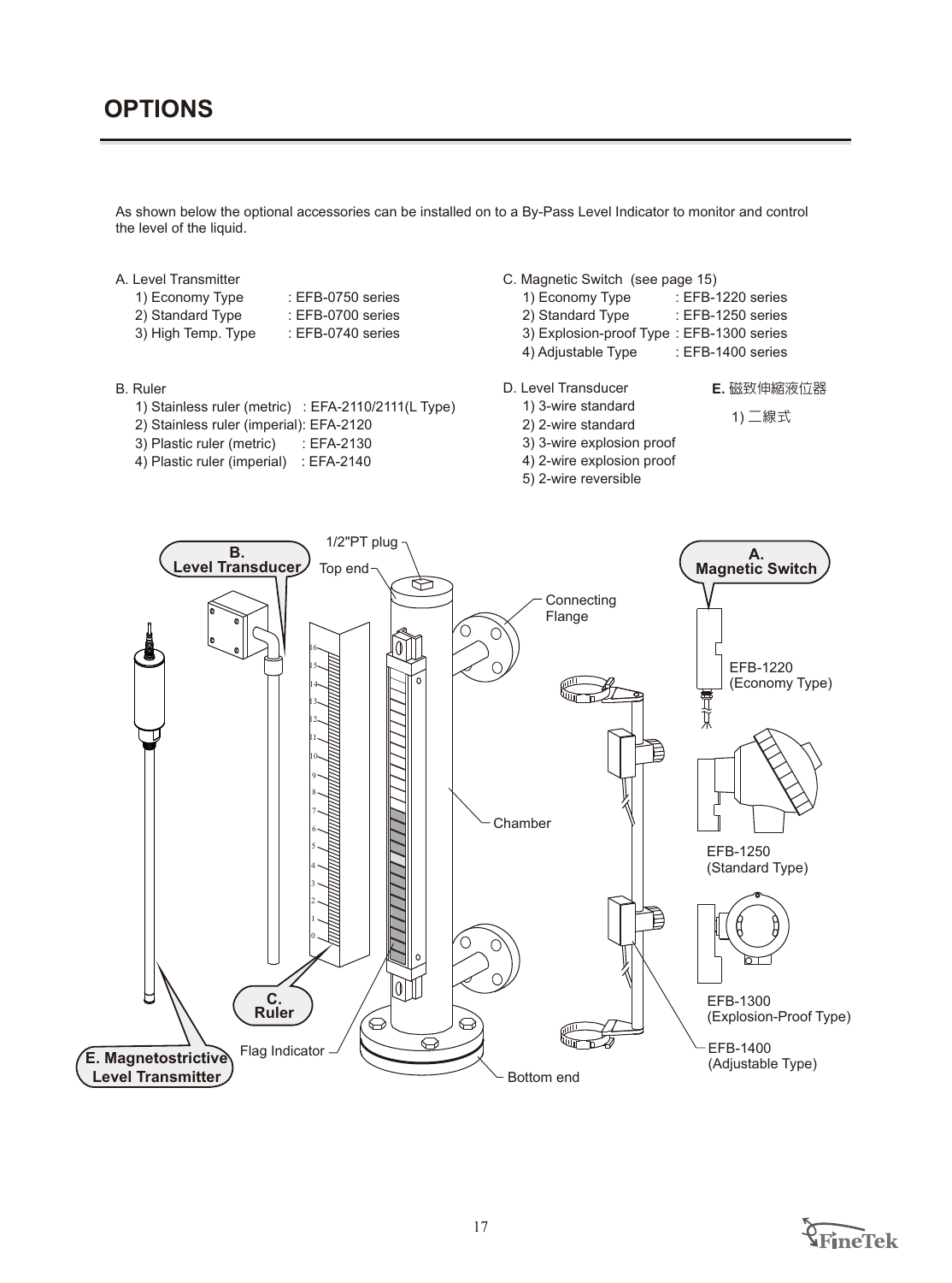# OPTIONS

As shown below the optional accessories can be installed on to a By-Pass Level Indicator to monitor and control the level of the liquid.

A. Level Transmitter
- 1) Economy Type : EFB-0750 series
- 2) Standard Type : EFB-0700 series
- 3) High Temp. Type : EFB-0740 series

B. Ruler
- 1) Stainless ruler (metric) : EFA-2110/2111(L Type)
- 2) Stainless ruler (imperial): EFA-2120
- 3) Plastic ruler (metric) : EFA-2130
- 4) Plastic ruler (imperial) : EFA-2140

C. Magnetic Switch (see page 15)
- 1) Economy Type : EFB-1220 series
- 2) Standard Type : EFB-1250 series
- 3) Explosion-proof Type : EFB-1300 series
- 4) Adjustable Type : EFB-1400 series

D. Level Transducer
- 1) 3-wire standard
- 2) 2-wire standard
- 3) 3-wire explosion proof
- 4) 2-wire explosion proof
- 5) 2-wire reversible

**E.** 磁致伸縮液位器
- 1) 二線式

B. Level Transducer

1/2"PT plug

Top end

A. Magnetic Switch

Connecting Flange

EFB-1220 (Economy Type)

Chamber

EFB-1250 (Standard Type)

C. Ruler

EFB-1300 (Explosion-Proof Type)

E. Magnetostrictive Level Transmitter

Flag Indicator

Bottom end

EFB-1400 (Adjustable Type)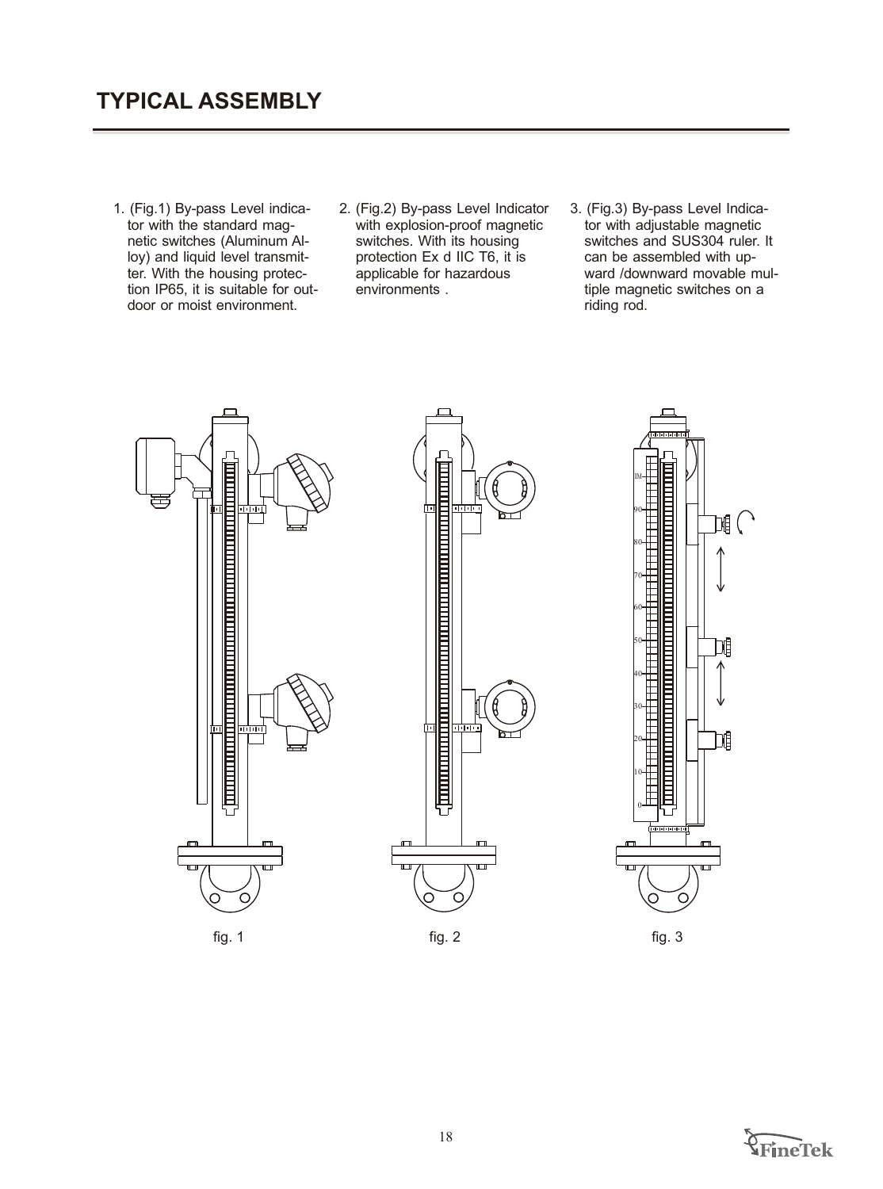# TYPICAL ASSEMBLY

1. (Fig.1) By-pass Level indicator with the standard magnetic switches (Aluminum Alloy) and liquid level transmitter. With the housing protection IP65, it is suitable for outdoor or moist environment.
2. (Fig.2) By-pass Level Indicator with explosion-proof magnetic switches. With its housing protection Ex d IIC T6, it is applicable for hazardous environments .
3. (Fig.3) By-pass Level Indicator with adjustable magnetic switches and SUS304 ruler. It can be assembled with upward /downward movable multiple magnetic switches on a riding rod.

fig. 1

fig. 2

fig. 3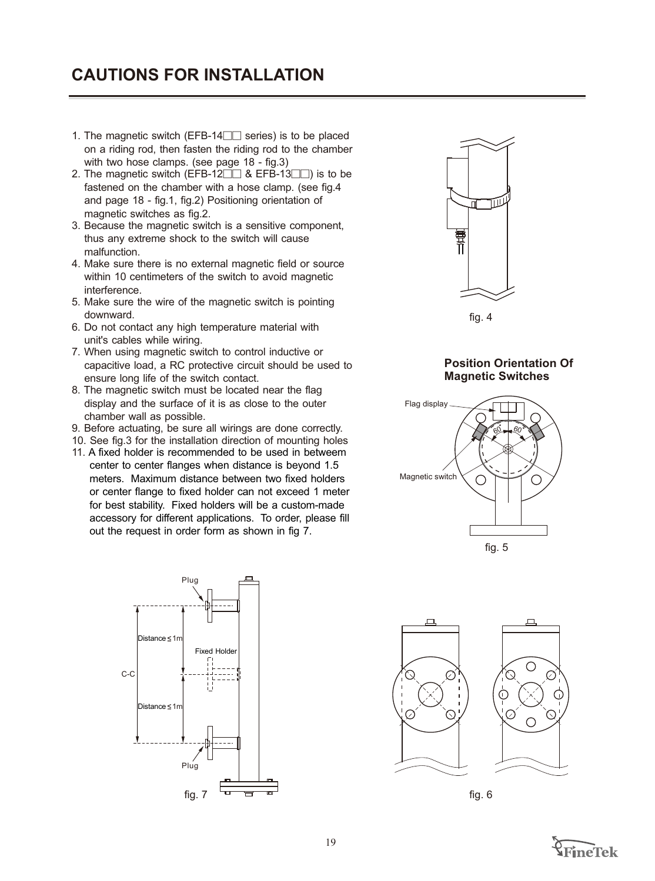## CAUTIONS FOR INSTALLATION

1. The magnetic switch (EFB-14□□ series) is to be placed on a riding rod, then fasten the riding rod to the chamber with two hose clamps. (see page 18 - fig.3)
2. The magnetic switch (EFB-12□□ & EFB-13□□) is to be fastened on the chamber with a hose clamp. (see fig.4 and page 18 - fig.1, fig.2) Positioning orientation of magnetic switches as fig.2.
3. Because the magnetic switch is a sensitive component, thus any extreme shock to the switch will cause malfunction.
4. Make sure there is no external magnetic field or source within 10 centimeters of the switch to avoid magnetic interference.
5. Make sure the wire of the magnetic switch is pointing downward.
6. Do not contact any high temperature material with unit's cables while wiring.
7. When using magnetic switch to control inductive or capacitive load, a RC protective circuit should be used to ensure long life of the switch contact.
8. The magnetic switch must be located near the flag display and the surface of it is as close to the outer chamber wall as possible.
9. Before actuating, be sure all wirings are done correctly.
10. See fig.3 for the installation direction of mounting holes
11. A fixed holder is recommended to be used in betweem center to center flanges when distance is beyond 1.5 meters. Maximum distance between two fixed holders or center flange to fixed holder can not exceed 1 meter for best stability. Fixed holders will be a custom-made accessory for different applications. To order, please fill out the request in order form as shown in fig 7.

fig. 4

**Position Orientation Of Magnetic Switches**

Flag display

60° 60°

Magnetic switch

fig. 5

Plug

Distance ≤ 1m

Fixed Holder

C-C

Distance ≤ 1m

Plug

fig. 7

fig. 6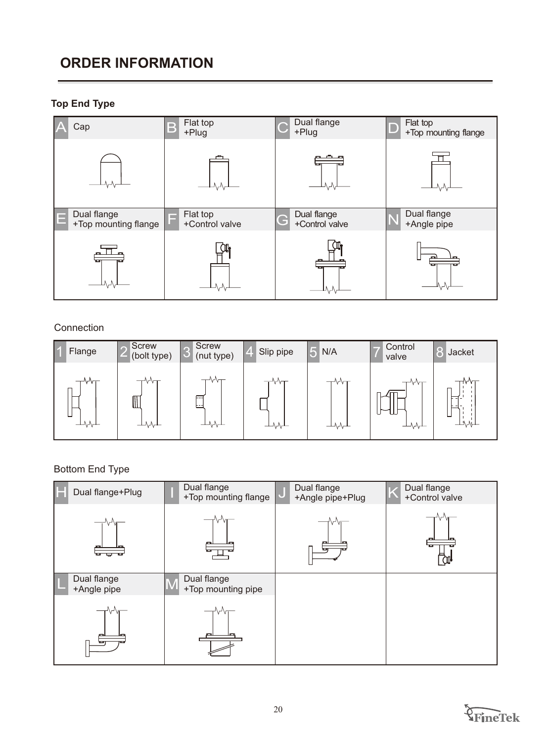# ORDER INFORMATION

**Top End Type**

| A | B | C | D |
|---|---|---|---|
| Cap | Flat top +Plug | Dual flange +Plug | Flat top +Top mounting flange |
| **E** | **F** | **G** | **N** |
| Dual flange +Top mounting flange | Flat top +Control valve | Dual flange +Control valve | Dual flange +Angle pipe |

Connection

| 1 | 2 | 3 | 4 | 5 | 7 | 8 |
|---|---|---|---|---|---|---|
| Flange | Screw (bolt type) | Screw (nut type) | Slip pipe | N/A | Control valve | Jacket |

Bottom End Type

| H | I | J | K |
|---|---|---|---|
| Dual flange+Plug | Dual flange +Top mounting flange | Dual flange +Angle pipe+Plug | Dual flange +Control valve |
| **L** | **M** | | |
| Dual flange +Angle pipe | Dual flange +Top mounting pipe | | |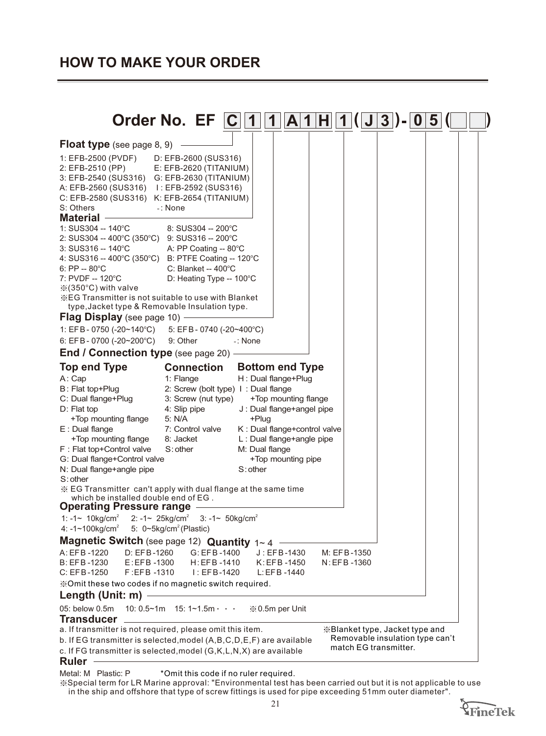# HOW TO MAKE YOUR ORDER

**Order No. EF C 1 1 A 1 H 1 ( J 3 ) - 0 5 ( )**

**Float type** (see page 8, 9)

| | |
|---|---|
| 1: EFB-2500 (PVDF) | D: EFB-2600 (SUS316) |
| 2: EFB-2510 (PP) | E: EFB-2620 (TITANIUM) |
| 3: EFB-2540 (SUS316) | G: EFB-2630 (TITANIUM) |
| A: EFB-2560 (SUS316) | I : EFB-2592 (SUS316) |
| C: EFB-2580 (SUS316) | K: EFB-2654 (TITANIUM) |
| S: Others | -: None |

**Material**

| | |
|---|---|
| 1: SUS304 -- 140°C | 8: SUS304 -- 200°C |
| 2: SUS304 -- 400°C (350°C) | 9: SUS316 -- 200°C |
| 3: SUS316 -- 140°C | A: PP Coating -- 80°C |
| 4: SUS316 -- 400°C (350°C) | B: PTFE Coating -- 120°C |
| 6: PP -- 80°C | C: Blanket -- 400°C |
| 7: PVDF -- 120°C | D: Heating Type -- 100°C |

※(350°C) with valve

※EG Transmitter is not suitable to use with Blanket type, Jacket type & Removable Insulation type.

**Flag Display** (see page 10)

| | | |
|---|---|---|
| 1: EFB - 0750 (-20~140°C) | 5: EFB - 0740 (-20~400°C) | |
| 6: EFB - 0700 (-20~200°C) | 9: Other | -: None |

**End / Connection type** (see page 20)

| Top end Type | Connection | Bottom end Type |
|---|---|---|
| A: Cap | 1: Flange | H : Dual flange+Plug |
| B: Flat top+Plug | 2: Screw (bolt type) | I : Dual flange +Top mounting flange |
| C: Dual flange+Plug | 3: Screw (nut type) | J : Dual flange+angel pipe +Plug |
| D: Flat top +Top mounting flange | 4: Slip pipe | K : Dual flange+control valve |
| E : Dual flange +Top mounting flange | 5: N/A | L : Dual flange+angle pipe |
| F : Flat top+Control valve | 7: Control valve | M: Dual flange +Top mounting pipe |
| G: Dual flange+Control valve | 8: Jacket | S: other |
| N: Dual flange+angle pipe | S: other | |
| S: other | | |

※ EG Transmitter can't apply with dual flange at the same time which be installed double end of EG .

**Operating Pressure range**

1: -1~ 10kg/cm² 2: -1~ 25kg/cm² 3: -1~ 50kg/cm²

4: -1~100kg/cm² 5: 0~5kg/cm² (Plastic)

**Magnetic Switch** (see page 12) **Quantity** 1~ 4

| | | | | |
|---|---|---|---|---|
| A: EFB -1220 | D: EFB -1260 | G: EFB -1400 | J : EFB -1430 | M: EFB -1350 |
| B: EFB -1230 | E: EFB -1300 | H: EFB -1410 | K: EFB -1450 | N: EFB -1360 |
| C: EFB -1250 | F: EFB -1310 | I : EFB -1420 | L: EFB -1440 | |

※Omit these two codes if no magnetic switch required.

**Length (Unit: m)**

05: below 0.5m 10: 0.5~1m 15: 1~1.5m · · · ※0.5m per Unit

**Transducer**

a. If transmitter is not required, please omit this item.

b. If EG transmitter is selected, model (A,B,C,D,E,F) are available

c. If FG transmitter is selected, model (G,K,L,N,X) are available

※Blanket type, Jacket type and Removable insulation type can't match EG transmitter.

**Ruler**

Metal: M Plastic: P *Omit this code if no ruler required.

※Special term for LR Marine approval: "Environmental test has been carried out but it is not applicable to use in the ship and offshore that type of screw fittings is used for pipe exceeding 51mm outer diameter".